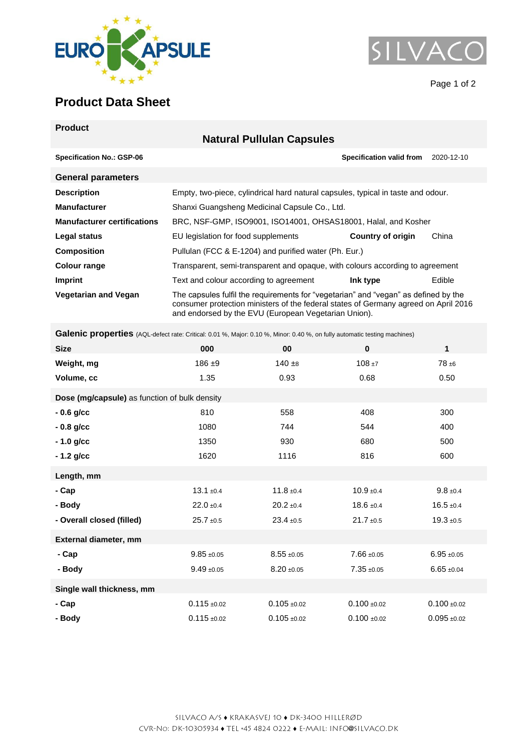# Product Data Sheet

## Product

**Natural Pullulan Capsules**

**Specification No.: GSP-06** | **Specification valid from** 2020-12-10

## General parameters

| | | | |
|---|---|---|---|
| **Description** | Empty, two-piece, cylindrical hard natural capsules, typical in taste and odour. | | |
| **Manufacturer** | Shanxi Guangsheng Medicinal Capsule Co., Ltd. | | |
| **Manufacturer certifications** | BRC, NSF-GMP, ISO9001, ISO14001, OHSAS18001, Halal, and Kosher | | |
| **Legal status** | EU legislation for food supplements | **Country of origin** | China |
| **Composition** | Pullulan (FCC & E-1204) and purified water (Ph. Eur.) | | |
| **Colour range** | Transparent, semi-transparent and opaque, with colours according to agreement | | |
| **Imprint** | Text and colour according to agreement | **Ink type** | Edible |
| **Vegetarian and Vegan** | The capsules fulfil the requirements for "vegetarian" and "vegan" as defined by the consumer protection ministers of the federal states of Germany agreed on April 2016 and endorsed by the EVU (European Vegetarian Union). | | |

## Galenic properties (AQL-defect rate: Critical: 0.01 %, Major: 0.10 %, Minor: 0.40 %, on fully automatic testing machines)

| **Size** | **000** | **00** | **0** | **1** |
|---|---|---|---|---|
| **Weight, mg** | 186 ±9 | 140 ±8 | 108 ±7 | 78 ±6 |
| **Volume, cc** | 1.35 | 0.93 | 0.68 | 0.50 |
| **Dose (mg/capsule)** as function of bulk density | | | | |
| **- 0.6 g/cc** | 810 | 558 | 408 | 300 |
| **- 0.8 g/cc** | 1080 | 744 | 544 | 400 |
| **- 1.0 g/cc** | 1350 | 930 | 680 | 500 |
| **- 1.2 g/cc** | 1620 | 1116 | 816 | 600 |
| **Length, mm** | | | | |
| **- Cap** | 13.1 ±0.4 | 11.8 ±0.4 | 10.9 ±0.4 | 9.8 ±0.4 |
| **- Body** | 22.0 ±0.4 | 20.2 ±0.4 | 18.6 ±0.4 | 16.5 ±0.4 |
| **- Overall closed (filled)** | 25.7 ±0.5 | 23.4 ±0.5 | 21.7 ±0.5 | 19.3 ±0.5 |
| **External diameter, mm** | | | | |
| **- Cap** | 9.85 ±0.05 | 8.55 ±0.05 | 7.66 ±0.05 | 6.95 ±0.05 |
| **- Body** | 9.49 ±0.05 | 8.20 ±0.05 | 7.35 ±0.05 | 6.65 ±0.04 |
| **Single wall thickness, mm** | | | | |
| **- Cap** | 0.115 ±0.02 | 0.105 ±0.02 | 0.100 ±0.02 | 0.100 ±0.02 |
| **- Body** | 0.115 ±0.02 | 0.105 ±0.02 | 0.100 ±0.02 | 0.095 ±0.02 |

SILVACO A/S ♦ KRAKASVEJ 10 ♦ DK-3400 HILLERØD
CVR-No: DK-10305934 ♦ TEL +45 4824 0222 ♦ E-MAIL: INFO@SILVACO.DK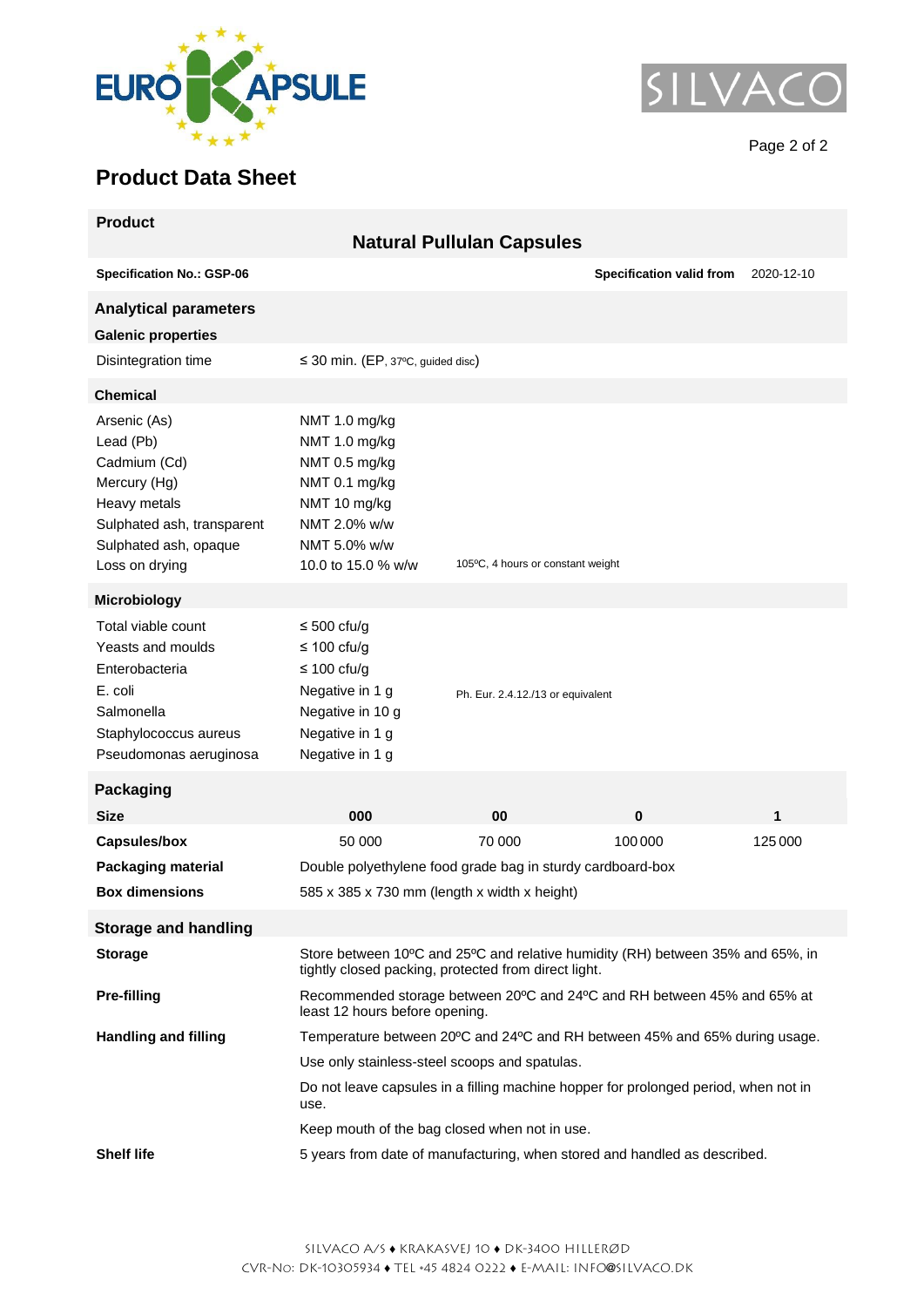## Product Data Sheet

**Product**

### Natural Pullulan Capsules

**Specification No.: GSP-06** | **Specification valid from** 2020-12-10

### Analytical parameters

**Galenic properties**

| | | |
|---|---|---|
| Disintegration time | ≤ 30 min. (EP, 37ºC, guided disc) | |

**Chemical**

| | | |
|---|---|---|
| Arsenic (As) | NMT 1.0 mg/kg | |
| Lead (Pb) | NMT 1.0 mg/kg | |
| Cadmium (Cd) | NMT 0.5 mg/kg | |
| Mercury (Hg) | NMT 0.1 mg/kg | |
| Heavy metals | NMT 10 mg/kg | |
| Sulphated ash, transparent | NMT 2.0% w/w | |
| Sulphated ash, opaque | NMT 5.0% w/w | |
| Loss on drying | 10.0 to 15.0 % w/w | 105ºC, 4 hours or constant weight |

**Microbiology**

| | | |
|---|---|---|
| Total viable count | ≤ 500 cfu/g | |
| Yeasts and moulds | ≤ 100 cfu/g | |
| Enterobacteria | ≤ 100 cfu/g | |
| E. coli | Negative in 1 g | Ph. Eur. 2.4.12./13 or equivalent |
| Salmonella | Negative in 10 g | |
| Staphylococcus aureus | Negative in 1 g | |
| Pseudomonas aeruginosa | Negative in 1 g | |

### Packaging

| **Size** | **000** | **00** | **0** | **1** |
|---|---|---|---|---|
| **Capsules/box** | 50 000 | 70 000 | 100 000 | 125 000 |
| **Packaging material** | Double polyethylene food grade bag in sturdy cardboard-box | | | |
| **Box dimensions** | 585 x 385 x 730 mm (length x width x height) | | | |

### Storage and handling

| | |
|---|---|
| **Storage** | Store between 10ºC and 25ºC and relative humidity (RH) between 35% and 65%, in tightly closed packing, protected from direct light. |
| **Pre-filling** | Recommended storage between 20ºC and 24ºC and RH between 45% and 65% at least 12 hours before opening. |
| **Handling and filling** | Temperature between 20ºC and 24ºC and RH between 45% and 65% during usage. |
| | Use only stainless-steel scoops and spatulas. |
| | Do not leave capsules in a filling machine hopper for prolonged period, when not in use. |
| | Keep mouth of the bag closed when not in use. |
| **Shelf life** | 5 years from date of manufacturing, when stored and handled as described. |

SILVACO A/S ♦ KRAKASVEJ 10 ♦ DK-3400 HILLERØD
CVR-No: DK-10305934 ♦ TEL +45 4824 0222 ♦ E-MAIL: INFO@SILVACO.DK